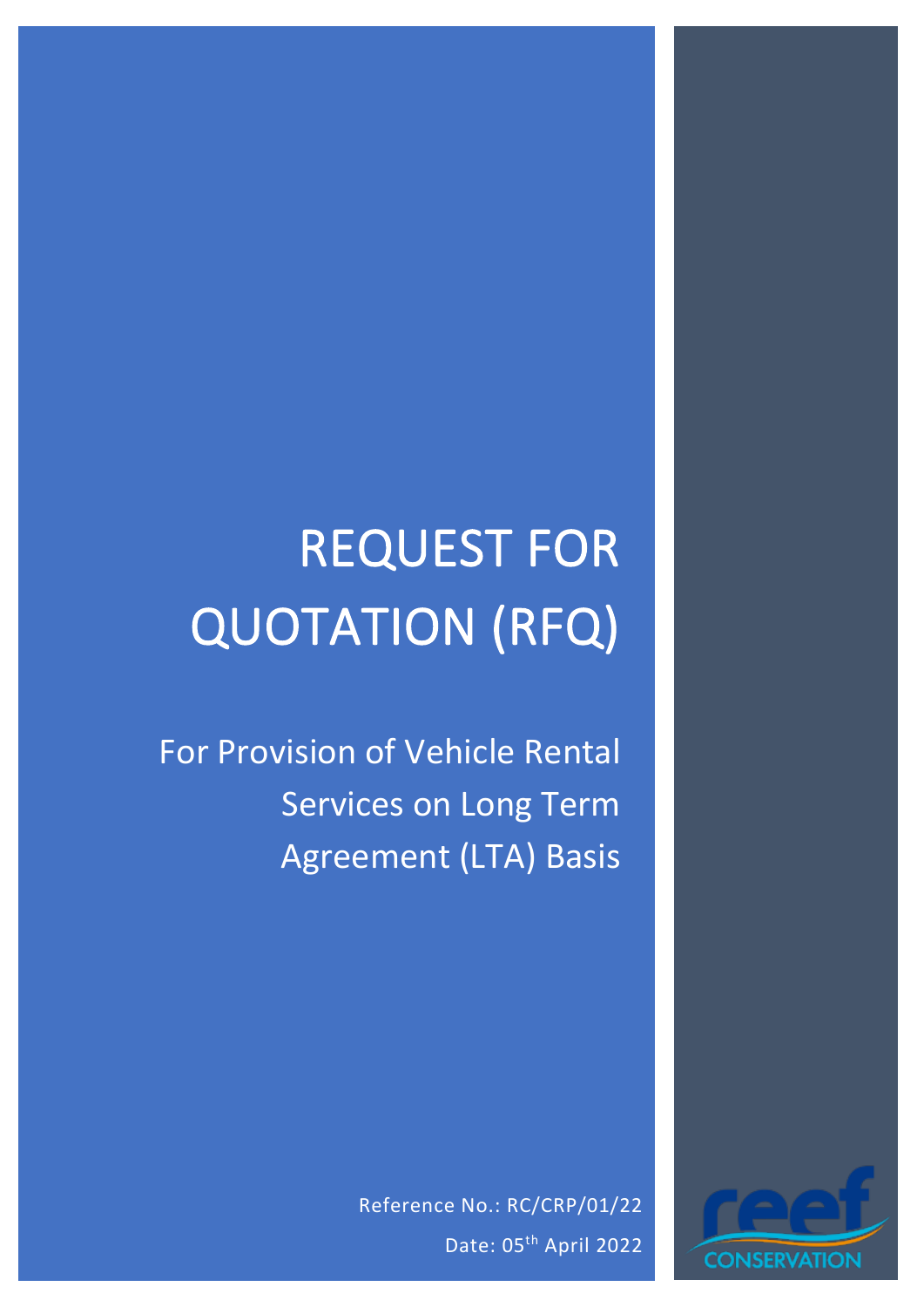# REQUEST FOR QUOTATION (RFQ)

For Provision of Vehicle Rental Services on Long Term Agreement (LTA) Basis

Reference No.: RC/CRP/01/22

Date: 05th April 2022

reef CONSERVATION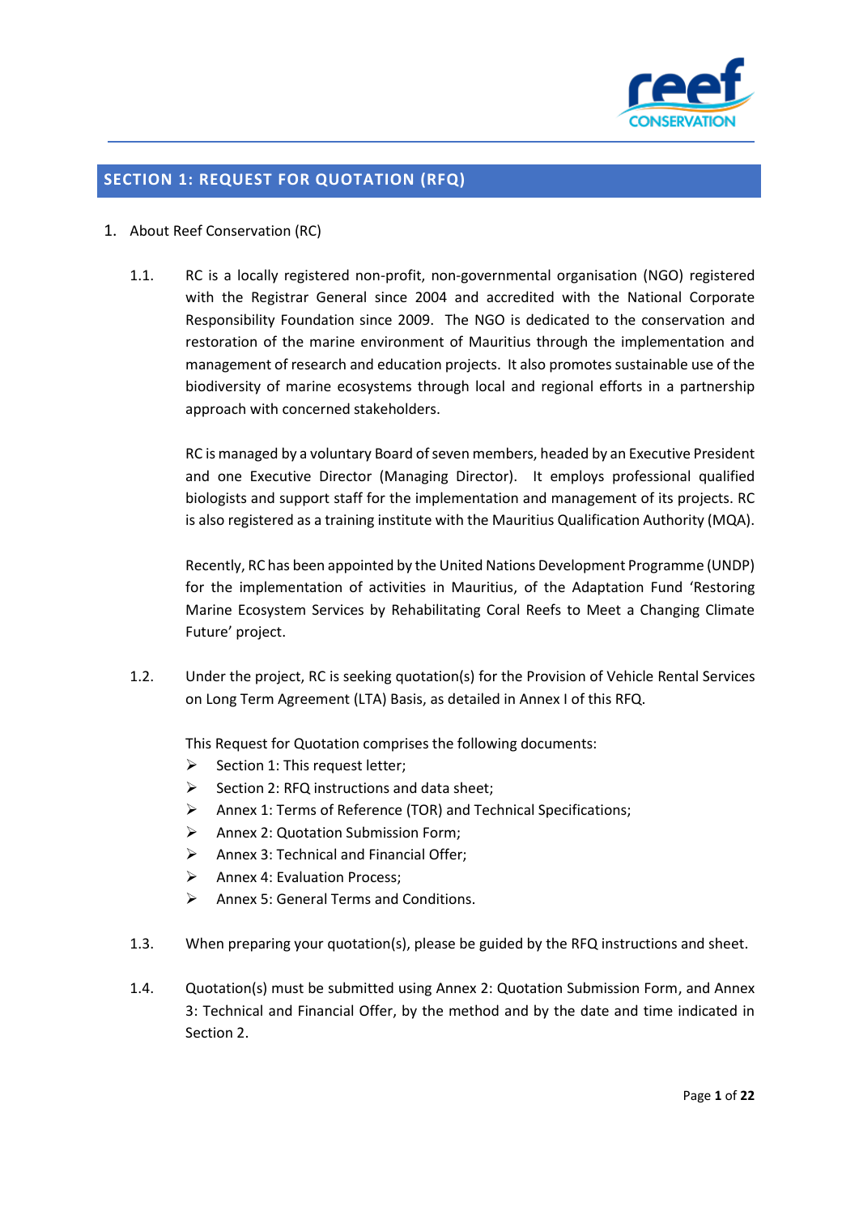## SECTION 1: REQUEST FOR QUOTATION (RFQ)

1. About Reef Conservation (RC)

   1.1. RC is a locally registered non-profit, non-governmental organisation (NGO) registered with the Registrar General since 2004 and accredited with the National Corporate Responsibility Foundation since 2009. The NGO is dedicated to the conservation and restoration of the marine environment of Mauritius through the implementation and management of research and education projects. It also promotes sustainable use of the biodiversity of marine ecosystems through local and regional efforts in a partnership approach with concerned stakeholders.

   RC is managed by a voluntary Board of seven members, headed by an Executive President and one Executive Director (Managing Director). It employs professional qualified biologists and support staff for the implementation and management of its projects. RC is also registered as a training institute with the Mauritius Qualification Authority (MQA).

   Recently, RC has been appointed by the United Nations Development Programme (UNDP) for the implementation of activities in Mauritius, of the Adaptation Fund 'Restoring Marine Ecosystem Services by Rehabilitating Coral Reefs to Meet a Changing Climate Future' project.

   1.2. Under the project, RC is seeking quotation(s) for the Provision of Vehicle Rental Services on Long Term Agreement (LTA) Basis, as detailed in Annex I of this RFQ.

   This Request for Quotation comprises the following documents:
   - Section 1: This request letter;
   - Section 2: RFQ instructions and data sheet;
   - Annex 1: Terms of Reference (TOR) and Technical Specifications;
   - Annex 2: Quotation Submission Form;
   - Annex 3: Technical and Financial Offer;
   - Annex 4: Evaluation Process;
   - Annex 5: General Terms and Conditions.

   1.3. When preparing your quotation(s), please be guided by the RFQ instructions and sheet.

   1.4. Quotation(s) must be submitted using Annex 2: Quotation Submission Form, and Annex 3: Technical and Financial Offer, by the method and by the date and time indicated in Section 2.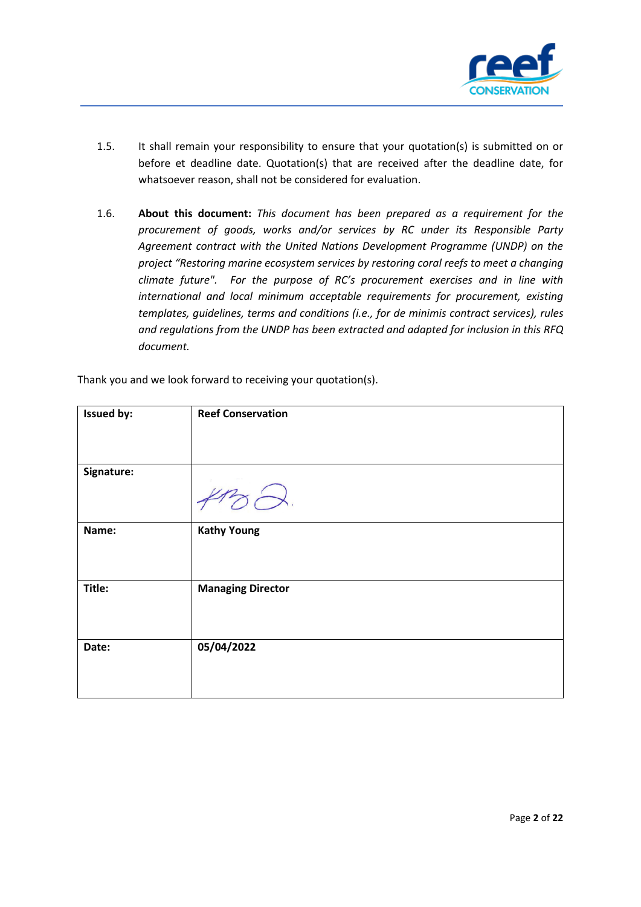1.5. It shall remain your responsibility to ensure that your quotation(s) is submitted on or before et deadline date. Quotation(s) that are received after the deadline date, for whatsoever reason, shall not be considered for evaluation.

1.6. **About this document:** *This document has been prepared as a requirement for the procurement of goods, works and/or services by RC under its Responsible Party Agreement contract with the United Nations Development Programme (UNDP) on the project "Restoring marine ecosystem services by restoring coral reefs to meet a changing climate future". For the purpose of RC's procurement exercises and in line with international and local minimum acceptable requirements for procurement, existing templates, guidelines, terms and conditions (i.e., for de minimis contract services), rules and regulations from the UNDP has been extracted and adapted for inclusion in this RFQ document.*

Thank you and we look forward to receiving your quotation(s).

| **Issued by:** | **Reef Conservation** |
|---|---|
| **Signature:** | |
| **Name:** | **Kathy Young** |
| **Title:** | **Managing Director** |
| **Date:** | **05/04/2022** |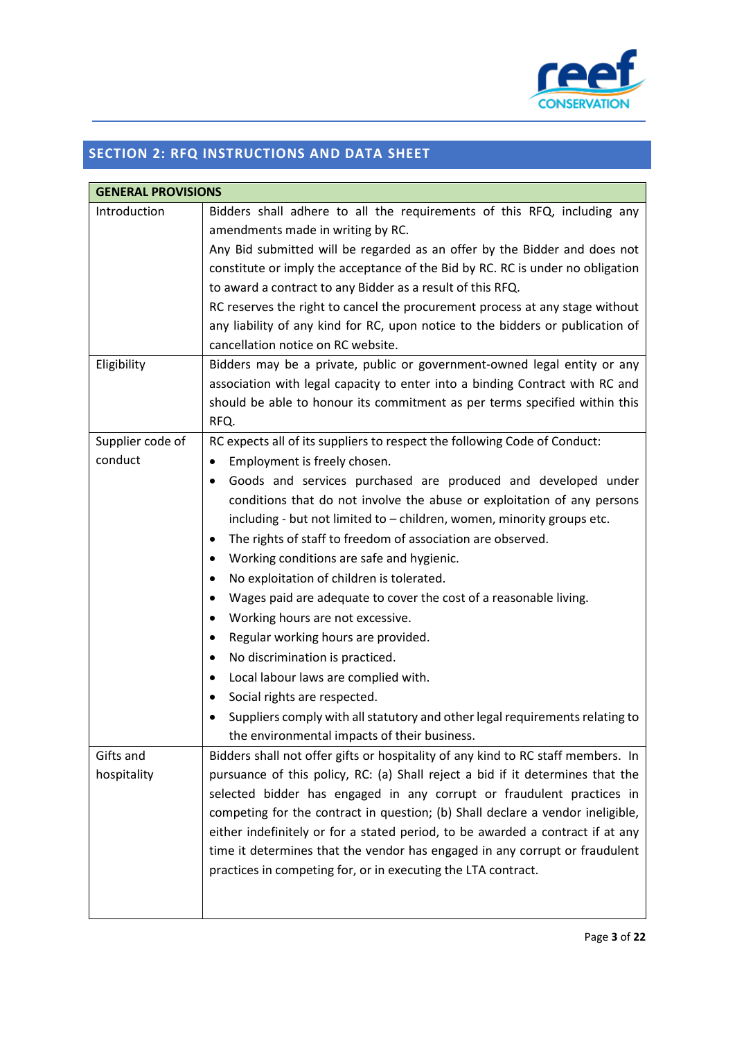## SECTION 2: RFQ INSTRUCTIONS AND DATA SHEET

| GENERAL PROVISIONS | |
|---|---|
| Introduction | Bidders shall adhere to all the requirements of this RFQ, including any amendments made in writing by RC.<br>Any Bid submitted will be regarded as an offer by the Bidder and does not constitute or imply the acceptance of the Bid by RC. RC is under no obligation to award a contract to any Bidder as a result of this RFQ.<br>RC reserves the right to cancel the procurement process at any stage without any liability of any kind for RC, upon notice to the bidders or publication of cancellation notice on RC website. |
| Eligibility | Bidders may be a private, public or government-owned legal entity or any association with legal capacity to enter into a binding Contract with RC and should be able to honour its commitment as per terms specified within this RFQ. |
| Supplier code of conduct | RC expects all of its suppliers to respect the following Code of Conduct:<br>• Employment is freely chosen.<br>• Goods and services purchased are produced and developed under conditions that do not involve the abuse or exploitation of any persons including - but not limited to – children, women, minority groups etc.<br>• The rights of staff to freedom of association are observed.<br>• Working conditions are safe and hygienic.<br>• No exploitation of children is tolerated.<br>• Wages paid are adequate to cover the cost of a reasonable living.<br>• Working hours are not excessive.<br>• Regular working hours are provided.<br>• No discrimination is practiced.<br>• Local labour laws are complied with.<br>• Social rights are respected.<br>• Suppliers comply with all statutory and other legal requirements relating to the environmental impacts of their business. |
| Gifts and hospitality | Bidders shall not offer gifts or hospitality of any kind to RC staff members. In pursuance of this policy, RC: (a) Shall reject a bid if it determines that the selected bidder has engaged in any corrupt or fraudulent practices in competing for the contract in question; (b) Shall declare a vendor ineligible, either indefinitely or for a stated period, to be awarded a contract if at any time it determines that the vendor has engaged in any corrupt or fraudulent practices in competing for, or in executing the LTA contract. |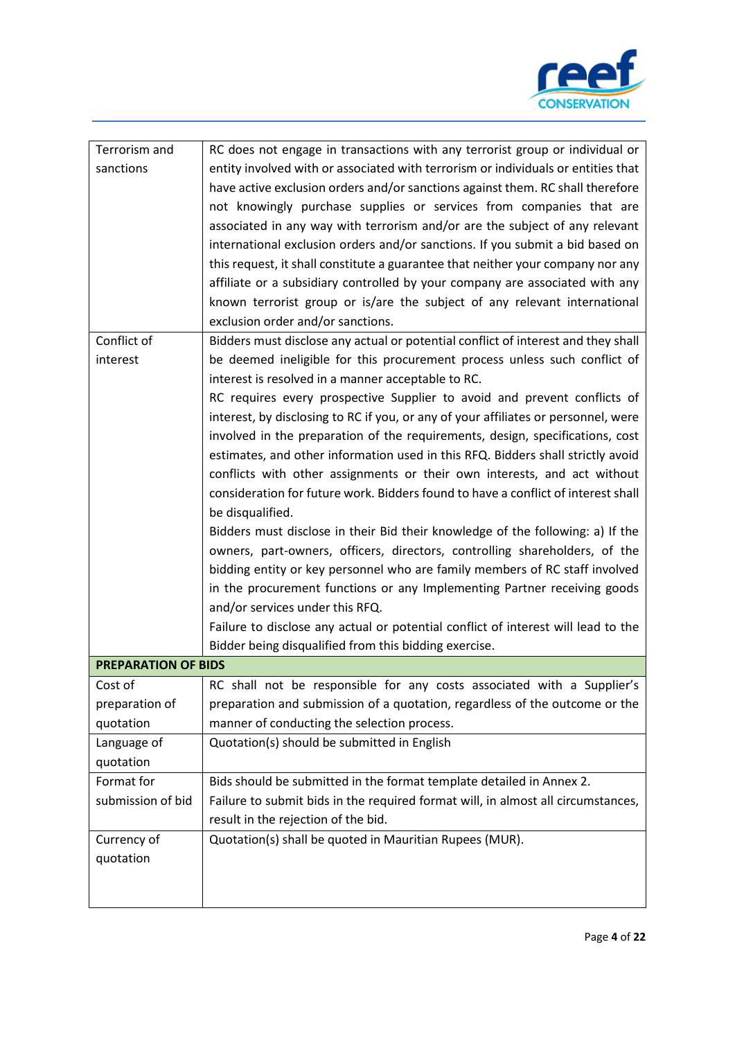| | |
|---|---|
| Terrorism and sanctions | RC does not engage in transactions with any terrorist group or individual or entity involved with or associated with terrorism or individuals or entities that have active exclusion orders and/or sanctions against them. RC shall therefore not knowingly purchase supplies or services from companies that are associated in any way with terrorism and/or are the subject of any relevant international exclusion orders and/or sanctions. If you submit a bid based on this request, it shall constitute a guarantee that neither your company nor any affiliate or a subsidiary controlled by your company are associated with any known terrorist group or is/are the subject of any relevant international exclusion order and/or sanctions. |
| Conflict of interest | Bidders must disclose any actual or potential conflict of interest and they shall be deemed ineligible for this procurement process unless such conflict of interest is resolved in a manner acceptable to RC.<br>RC requires every prospective Supplier to avoid and prevent conflicts of interest, by disclosing to RC if you, or any of your affiliates or personnel, were involved in the preparation of the requirements, design, specifications, cost estimates, and other information used in this RFQ. Bidders shall strictly avoid conflicts with other assignments or their own interests, and act without consideration for future work. Bidders found to have a conflict of interest shall be disqualified.<br>Bidders must disclose in their Bid their knowledge of the following: a) If the owners, part-owners, officers, directors, controlling shareholders, of the bidding entity or key personnel who are family members of RC staff involved in the procurement functions or any Implementing Partner receiving goods and/or services under this RFQ.<br>Failure to disclose any actual or potential conflict of interest will lead to the Bidder being disqualified from this bidding exercise. |
| **PREPARATION OF BIDS** | |
| Cost of preparation of quotation | RC shall not be responsible for any costs associated with a Supplier's preparation and submission of a quotation, regardless of the outcome or the manner of conducting the selection process. |
| Language of quotation | Quotation(s) should be submitted in English |
| Format for submission of bid | Bids should be submitted in the format template detailed in Annex 2.<br>Failure to submit bids in the required format will, in almost all circumstances, result in the rejection of the bid. |
| Currency of quotation | Quotation(s) shall be quoted in Mauritian Rupees (MUR). |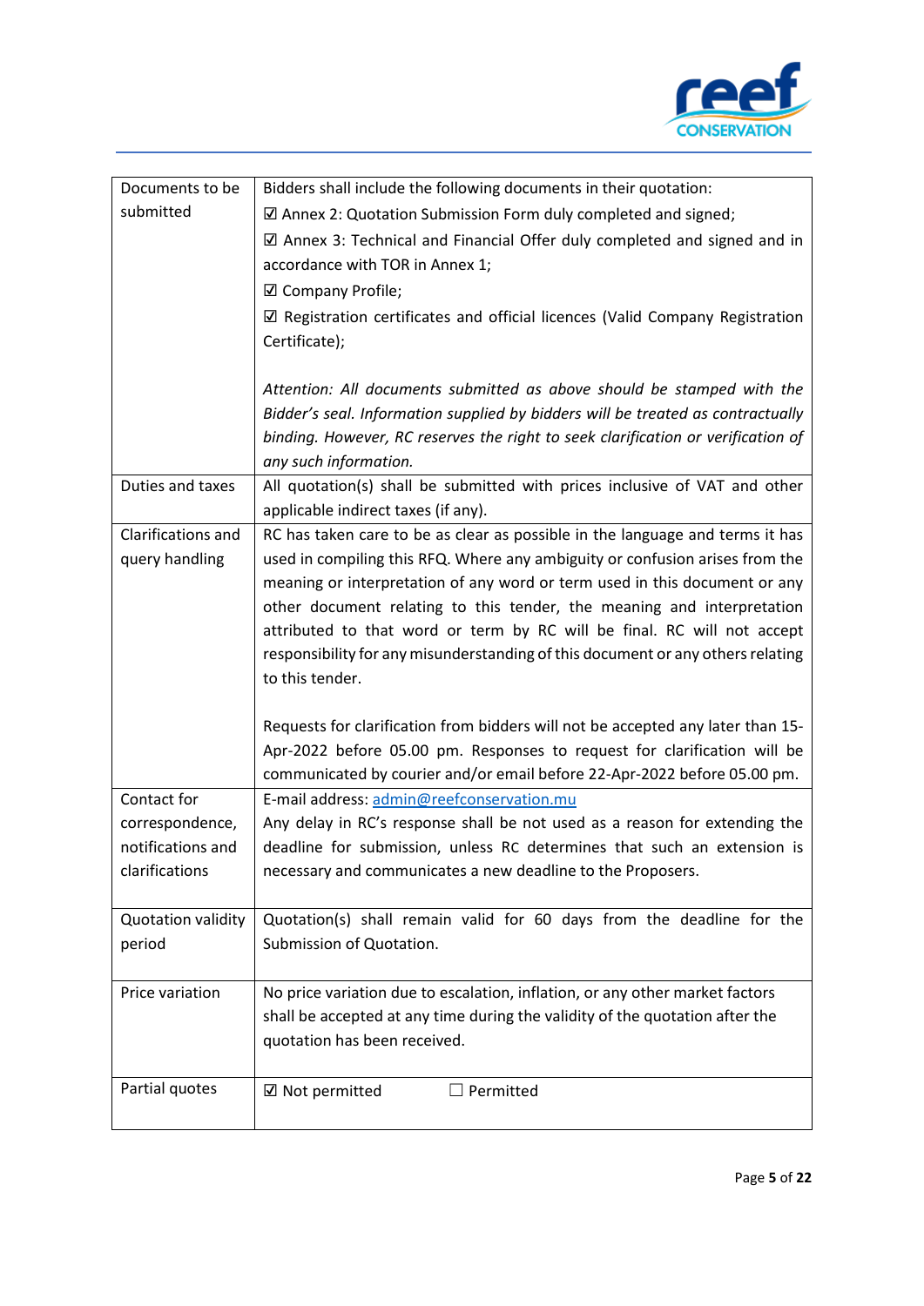| Documents to be submitted | Bidders shall include the following documents in their quotation:<br>☑ Annex 2: Quotation Submission Form duly completed and signed;<br>☑ Annex 3: Technical and Financial Offer duly completed and signed and in accordance with TOR in Annex 1;<br>☑ Company Profile;<br>☑ Registration certificates and official licences (Valid Company Registration Certificate);<br><br>*Attention: All documents submitted as above should be stamped with the Bidder's seal. Information supplied by bidders will be treated as contractually binding. However, RC reserves the right to seek clarification or verification of any such information.* |
|---|---|
| Duties and taxes | All quotation(s) shall be submitted with prices inclusive of VAT and other applicable indirect taxes (if any). |
| Clarifications and query handling | RC has taken care to be as clear as possible in the language and terms it has used in compiling this RFQ. Where any ambiguity or confusion arises from the meaning or interpretation of any word or term used in this document or any other document relating to this tender, the meaning and interpretation attributed to that word or term by RC will be final. RC will not accept responsibility for any misunderstanding of this document or any others relating to this tender.<br><br>Requests for clarification from bidders will not be accepted any later than 15-Apr-2022 before 05.00 pm. Responses to request for clarification will be communicated by courier and/or email before 22-Apr-2022 before 05.00 pm. |
| Contact for correspondence, notifications and clarifications | E-mail address: admin@reefconservation.mu<br>Any delay in RC's response shall be not used as a reason for extending the deadline for submission, unless RC determines that such an extension is necessary and communicates a new deadline to the Proposers. |
| Quotation validity period | Quotation(s) shall remain valid for 60 days from the deadline for the Submission of Quotation. |
| Price variation | No price variation due to escalation, inflation, or any other market factors shall be accepted at any time during the validity of the quotation after the quotation has been received. |
| Partial quotes | ☑ Not permitted ☐ Permitted |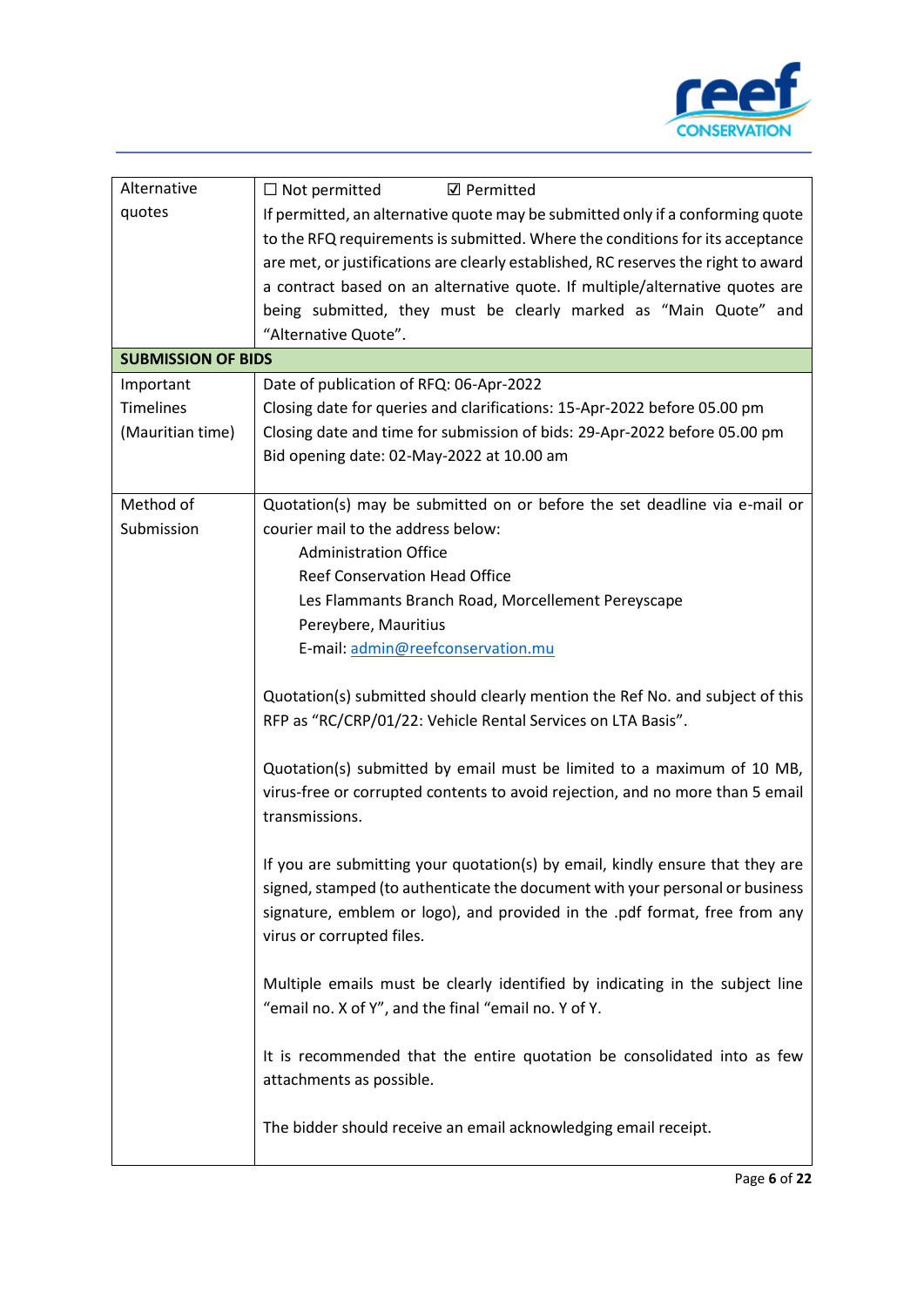| Alternative quotes | ☐ Not permitted ☑ Permitted<br>If permitted, an alternative quote may be submitted only if a conforming quote to the RFQ requirements is submitted. Where the conditions for its acceptance are met, or justifications are clearly established, RC reserves the right to award a contract based on an alternative quote. If multiple/alternative quotes are being submitted, they must be clearly marked as "Main Quote" and "Alternative Quote". |
|---|---|
| **SUBMISSION OF BIDS** | |
| Important Timelines (Mauritian time) | Date of publication of RFQ: 06-Apr-2022<br>Closing date for queries and clarifications: 15-Apr-2022 before 05.00 pm<br>Closing date and time for submission of bids: 29-Apr-2022 before 05.00 pm<br>Bid opening date: 02-May-2022 at 10.00 am |
| Method of Submission | Quotation(s) may be submitted on or before the set deadline via e-mail or courier mail to the address below:<br>Administration Office<br>Reef Conservation Head Office<br>Les Flammants Branch Road, Morcellement Pereyscape<br>Pereybere, Mauritius<br>E-mail: admin@reefconservation.mu<br><br>Quotation(s) submitted should clearly mention the Ref No. and subject of this RFP as "RC/CRP/01/22: Vehicle Rental Services on LTA Basis".<br><br>Quotation(s) submitted by email must be limited to a maximum of 10 MB, virus-free or corrupted contents to avoid rejection, and no more than 5 email transmissions.<br><br>If you are submitting your quotation(s) by email, kindly ensure that they are signed, stamped (to authenticate the document with your personal or business signature, emblem or logo), and provided in the .pdf format, free from any virus or corrupted files.<br><br>Multiple emails must be clearly identified by indicating in the subject line "email no. X of Y", and the final "email no. Y of Y.<br><br>It is recommended that the entire quotation be consolidated into as few attachments as possible.<br><br>The bidder should receive an email acknowledging email receipt. |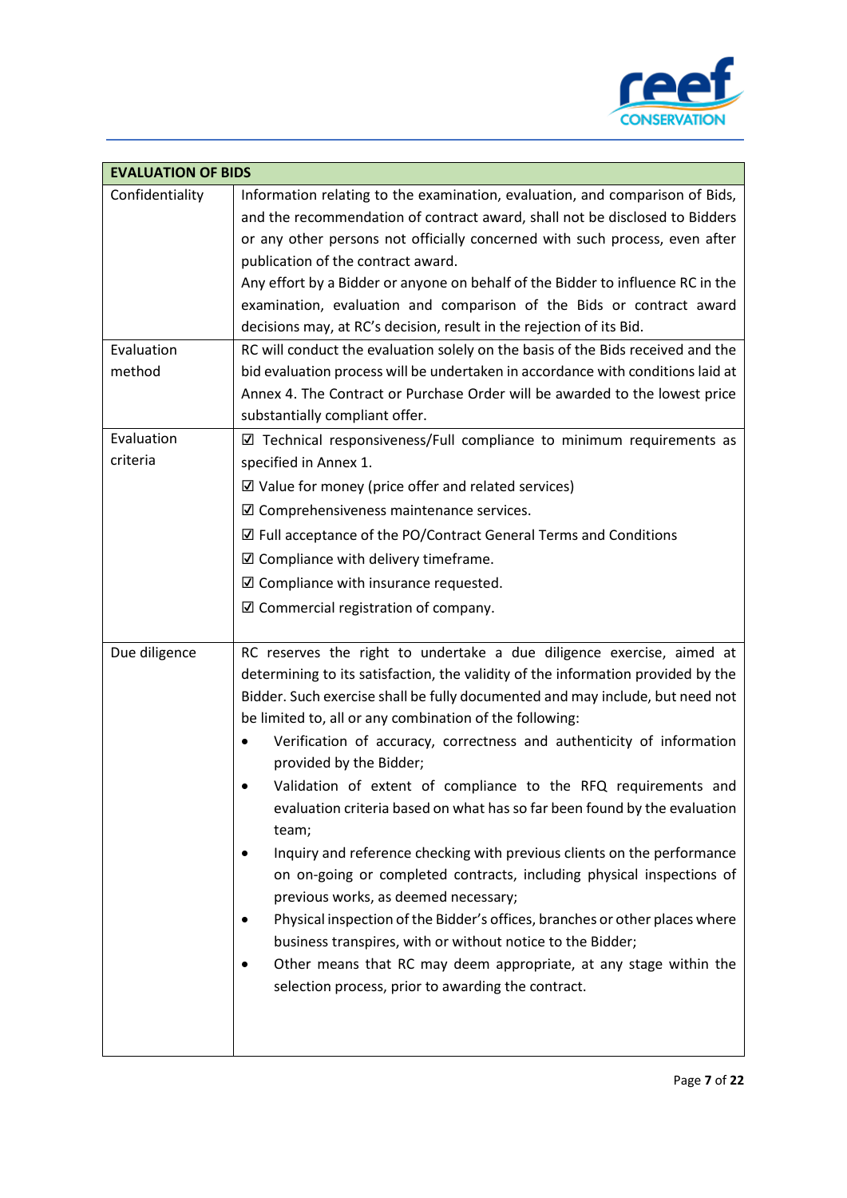| EVALUATION OF BIDS | |
|---|---|
| Confidentiality | Information relating to the examination, evaluation, and comparison of Bids, and the recommendation of contract award, shall not be disclosed to Bidders or any other persons not officially concerned with such process, even after publication of the contract award.<br>Any effort by a Bidder or anyone on behalf of the Bidder to influence RC in the examination, evaluation and comparison of the Bids or contract award decisions may, at RC's decision, result in the rejection of its Bid. |
| Evaluation method | RC will conduct the evaluation solely on the basis of the Bids received and the bid evaluation process will be undertaken in accordance with conditions laid at Annex 4. The Contract or Purchase Order will be awarded to the lowest price substantially compliant offer. |
| Evaluation criteria | ☑ Technical responsiveness/Full compliance to minimum requirements as specified in Annex 1.<br>☑ Value for money (price offer and related services)<br>☑ Comprehensiveness maintenance services.<br>☑ Full acceptance of the PO/Contract General Terms and Conditions<br>☑ Compliance with delivery timeframe.<br>☑ Compliance with insurance requested.<br>☑ Commercial registration of company. |
| Due diligence | RC reserves the right to undertake a due diligence exercise, aimed at determining to its satisfaction, the validity of the information provided by the Bidder. Such exercise shall be fully documented and may include, but need not be limited to, all or any combination of the following:<br>• Verification of accuracy, correctness and authenticity of information provided by the Bidder;<br>• Validation of extent of compliance to the RFQ requirements and evaluation criteria based on what has so far been found by the evaluation team;<br>• Inquiry and reference checking with previous clients on the performance on on-going or completed contracts, including physical inspections of previous works, as deemed necessary;<br>• Physical inspection of the Bidder's offices, branches or other places where business transpires, with or without notice to the Bidder;<br>• Other means that RC may deem appropriate, at any stage within the selection process, prior to awarding the contract. |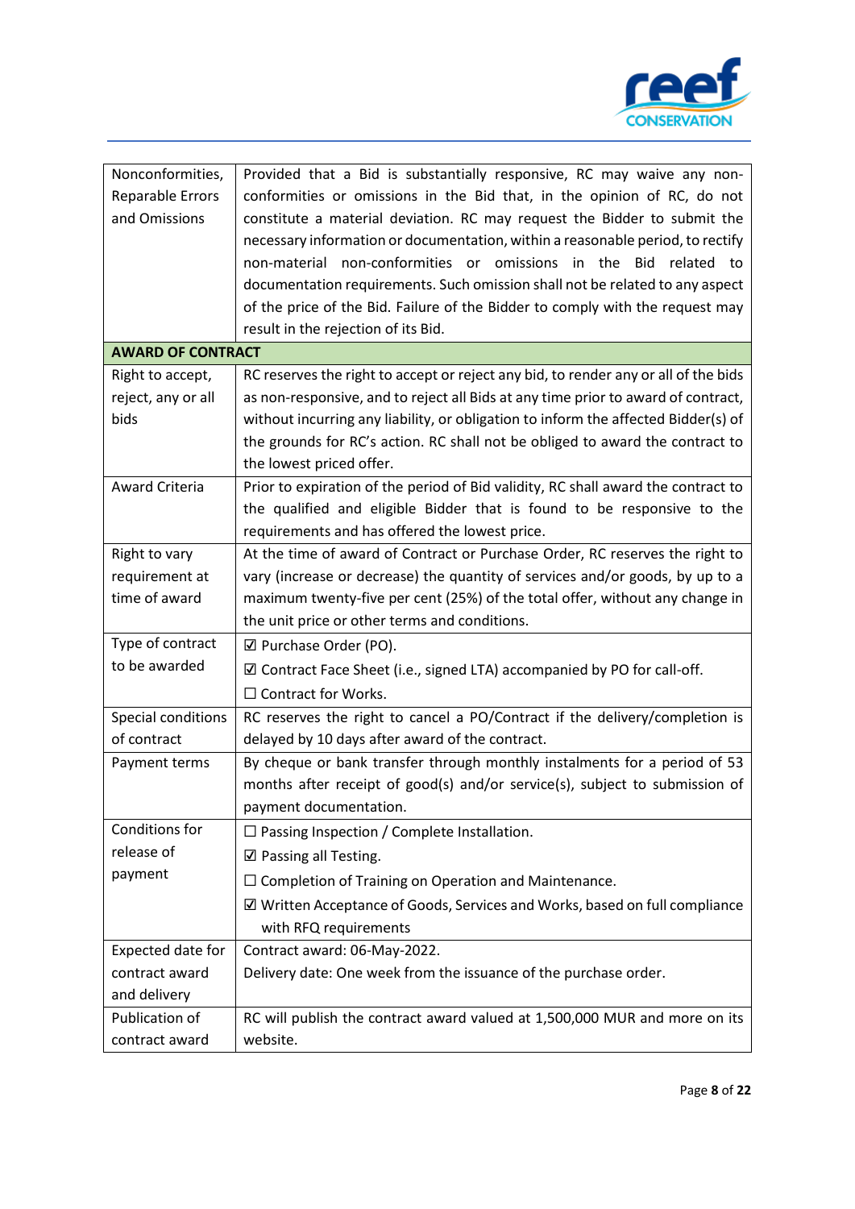| | |
|---|---|
| Nonconformities, Reparable Errors and Omissions | Provided that a Bid is substantially responsive, RC may waive any non-conformities or omissions in the Bid that, in the opinion of RC, do not constitute a material deviation. RC may request the Bidder to submit the necessary information or documentation, within a reasonable period, to rectify non-material non-conformities or omissions in the Bid related to documentation requirements. Such omission shall not be related to any aspect of the price of the Bid. Failure of the Bidder to comply with the request may result in the rejection of its Bid. |
| **AWARD OF CONTRACT** | |
| Right to accept, reject, any or all bids | RC reserves the right to accept or reject any bid, to render any or all of the bids as non-responsive, and to reject all Bids at any time prior to award of contract, without incurring any liability, or obligation to inform the affected Bidder(s) of the grounds for RC's action. RC shall not be obliged to award the contract to the lowest priced offer. |
| Award Criteria | Prior to expiration of the period of Bid validity, RC shall award the contract to the qualified and eligible Bidder that is found to be responsive to the requirements and has offered the lowest price. |
| Right to vary requirement at time of award | At the time of award of Contract or Purchase Order, RC reserves the right to vary (increase or decrease) the quantity of services and/or goods, by up to a maximum twenty-five per cent (25%) of the total offer, without any change in the unit price or other terms and conditions. |
| Type of contract to be awarded | ☑ Purchase Order (PO).<br>☑ Contract Face Sheet (i.e., signed LTA) accompanied by PO for call-off.<br>☐ Contract for Works. |
| Special conditions of contract | RC reserves the right to cancel a PO/Contract if the delivery/completion is delayed by 10 days after award of the contract. |
| Payment terms | By cheque or bank transfer through monthly instalments for a period of 53 months after receipt of good(s) and/or service(s), subject to submission of payment documentation. |
| Conditions for release of payment | ☐ Passing Inspection / Complete Installation.<br>☑ Passing all Testing.<br>☐ Completion of Training on Operation and Maintenance.<br>☑ Written Acceptance of Goods, Services and Works, based on full compliance with RFQ requirements |
| Expected date for contract award and delivery | Contract award: 06-May-2022.<br>Delivery date: One week from the issuance of the purchase order. |
| Publication of contract award | RC will publish the contract award valued at 1,500,000 MUR and more on its website. |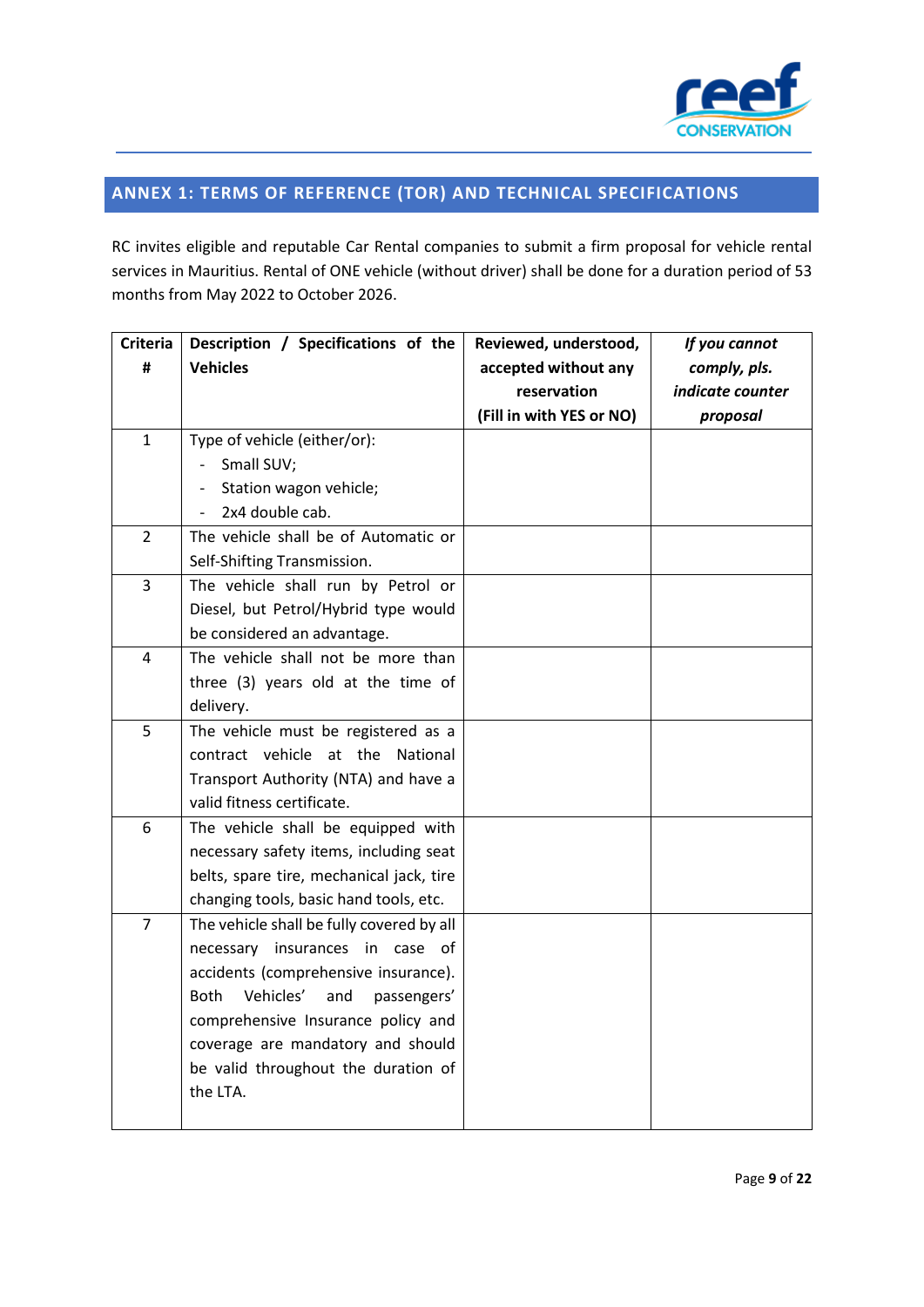## ANNEX 1: TERMS OF REFERENCE (TOR) AND TECHNICAL SPECIFICATIONS

RC invites eligible and reputable Car Rental companies to submit a firm proposal for vehicle rental services in Mauritius. Rental of ONE vehicle (without driver) shall be done for a duration period of 53 months from May 2022 to October 2026.

| Criteria # | Description / Specifications of the Vehicles | Reviewed, understood, accepted without any reservation (Fill in with YES or NO) | *If you cannot comply, pls. indicate counter proposal* |
|---|---|---|---|
| 1 | Type of vehicle (either/or):<br>- Small SUV;<br>- Station wagon vehicle;<br>- 2x4 double cab. | | |
| 2 | The vehicle shall be of Automatic or Self-Shifting Transmission. | | |
| 3 | The vehicle shall run by Petrol or Diesel, but Petrol/Hybrid type would be considered an advantage. | | |
| 4 | The vehicle shall not be more than three (3) years old at the time of delivery. | | |
| 5 | The vehicle must be registered as a contract vehicle at the National Transport Authority (NTA) and have a valid fitness certificate. | | |
| 6 | The vehicle shall be equipped with necessary safety items, including seat belts, spare tire, mechanical jack, tire changing tools, basic hand tools, etc. | | |
| 7 | The vehicle shall be fully covered by all necessary insurances in case of accidents (comprehensive insurance). Both Vehicles' and passengers' comprehensive Insurance policy and coverage are mandatory and should be valid throughout the duration of the LTA. | | |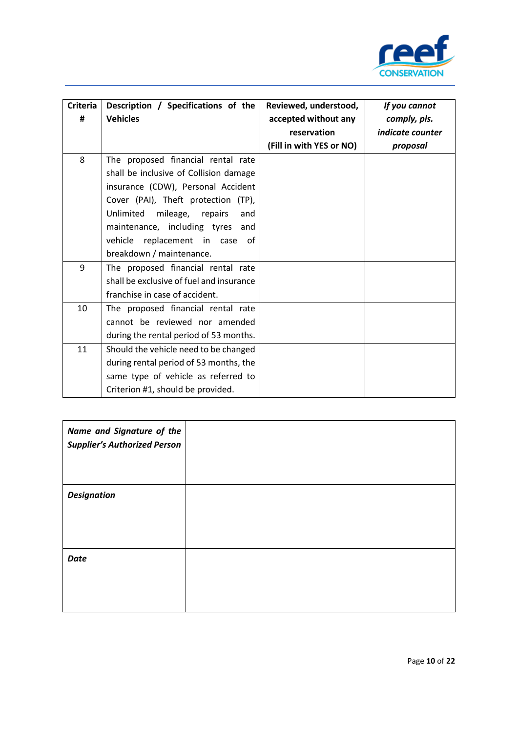| Criteria # | Description / Specifications of the Vehicles | Reviewed, understood, accepted without any reservation (Fill in with YES or NO) | *If you cannot comply, pls. indicate counter proposal* |
|---|---|---|---|
| 8 | The proposed financial rental rate shall be inclusive of Collision damage insurance (CDW), Personal Accident Cover (PAI), Theft protection (TP), Unlimited mileage, repairs and maintenance, including tyres and vehicle replacement in case of breakdown / maintenance. | | |
| 9 | The proposed financial rental rate shall be exclusive of fuel and insurance franchise in case of accident. | | |
| 10 | The proposed financial rental rate cannot be reviewed nor amended during the rental period of 53 months. | | |
| 11 | Should the vehicle need to be changed during rental period of 53 months, the same type of vehicle as referred to Criterion #1, should be provided. | | |

| *Name and Signature of the Supplier's Authorized Person* | |
|---|---|
| ***Designation*** | |
| ***Date*** | |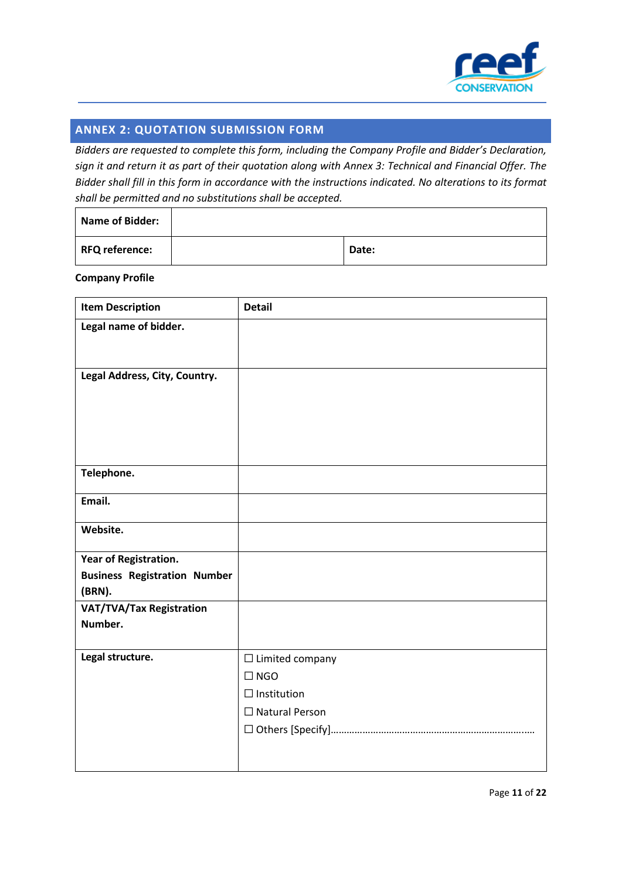## ANNEX 2: QUOTATION SUBMISSION FORM

*Bidders are requested to complete this form, including the Company Profile and Bidder's Declaration, sign it and return it as part of their quotation along with Annex 3: Technical and Financial Offer. The Bidder shall fill in this form in accordance with the instructions indicated. No alterations to its format shall be permitted and no substitutions shall be accepted.*

| **Name of Bidder:** | | |
|---|---|---|
| **RFQ reference:** | | **Date:** |

**Company Profile**

| **Item Description** | **Detail** |
|---|---|
| **Legal name of bidder.** | |
| **Legal Address, City, Country.** | |
| **Telephone.** | |
| **Email.** | |
| **Website.** | |
| **Year of Registration.** **Business Registration Number (BRN).** | |
| **VAT/TVA/Tax Registration Number.** | |
| **Legal structure.** | ☐ Limited company<br>☐ NGO<br>☐ Institution<br>☐ Natural Person<br>☐ Others [Specify]…………………………………………………………….…. |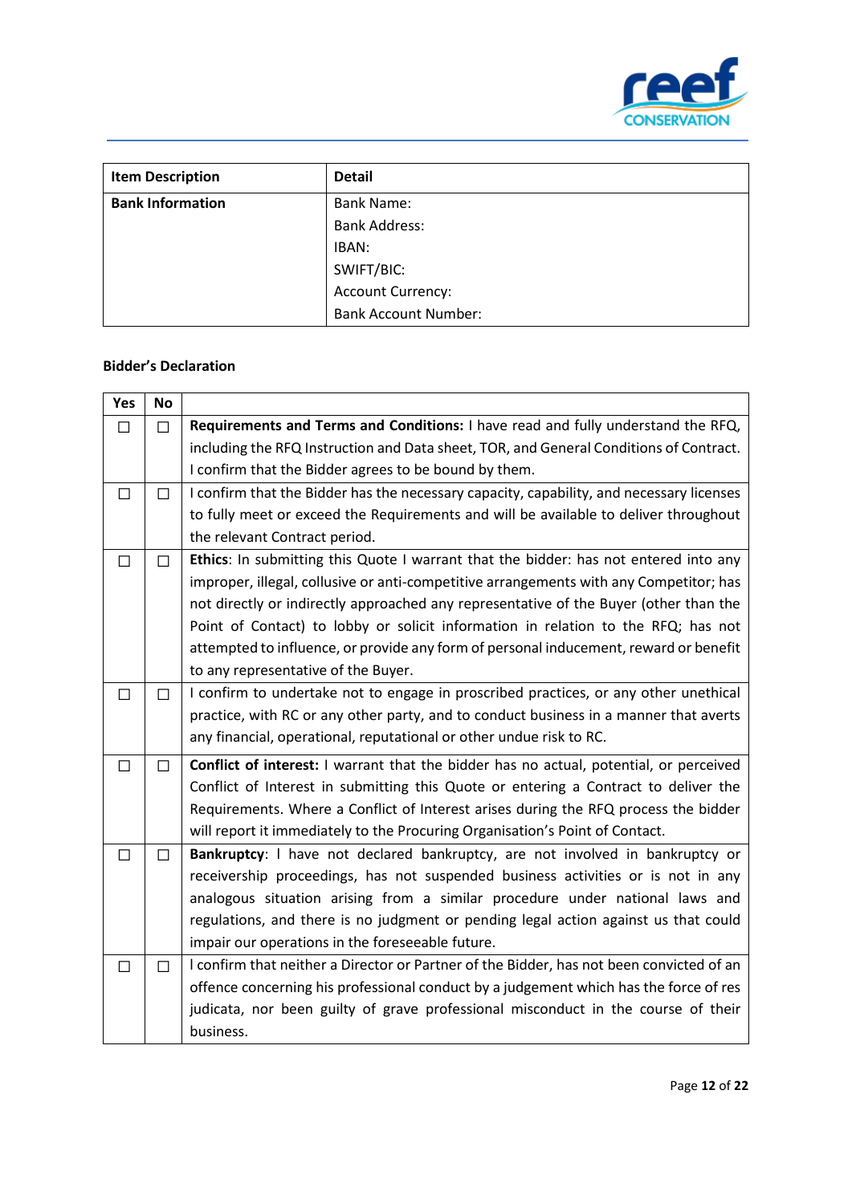| Item Description | Detail |
| --- | --- |
| **Bank Information** | Bank Name:<br>Bank Address:<br>IBAN:<br>SWIFT/BIC:<br>Account Currency:<br>Bank Account Number: |

**Bidder's Declaration**

| Yes | No | |
| --- | --- | --- |
| ☐ | ☐ | **Requirements and Terms and Conditions:** I have read and fully understand the RFQ, including the RFQ Instruction and Data sheet, TOR, and General Conditions of Contract. I confirm that the Bidder agrees to be bound by them. |
| ☐ | ☐ | I confirm that the Bidder has the necessary capacity, capability, and necessary licenses to fully meet or exceed the Requirements and will be available to deliver throughout the relevant Contract period. |
| ☐ | ☐ | **Ethics**: In submitting this Quote I warrant that the bidder: has not entered into any improper, illegal, collusive or anti-competitive arrangements with any Competitor; has not directly or indirectly approached any representative of the Buyer (other than the Point of Contact) to lobby or solicit information in relation to the RFQ; has not attempted to influence, or provide any form of personal inducement, reward or benefit to any representative of the Buyer. |
| ☐ | ☐ | I confirm to undertake not to engage in proscribed practices, or any other unethical practice, with RC or any other party, and to conduct business in a manner that averts any financial, operational, reputational or other undue risk to RC. |
| ☐ | ☐ | **Conflict of interest:** I warrant that the bidder has no actual, potential, or perceived Conflict of Interest in submitting this Quote or entering a Contract to deliver the Requirements. Where a Conflict of Interest arises during the RFQ process the bidder will report it immediately to the Procuring Organisation's Point of Contact. |
| ☐ | ☐ | **Bankruptcy**: I have not declared bankruptcy, are not involved in bankruptcy or receivership proceedings, has not suspended business activities or is not in any analogous situation arising from a similar procedure under national laws and regulations, and there is no judgment or pending legal action against us that could impair our operations in the foreseeable future. |
| ☐ | ☐ | I confirm that neither a Director or Partner of the Bidder, has not been convicted of an offence concerning his professional conduct by a judgement which has the force of res judicata, nor been guilty of grave professional misconduct in the course of their business. |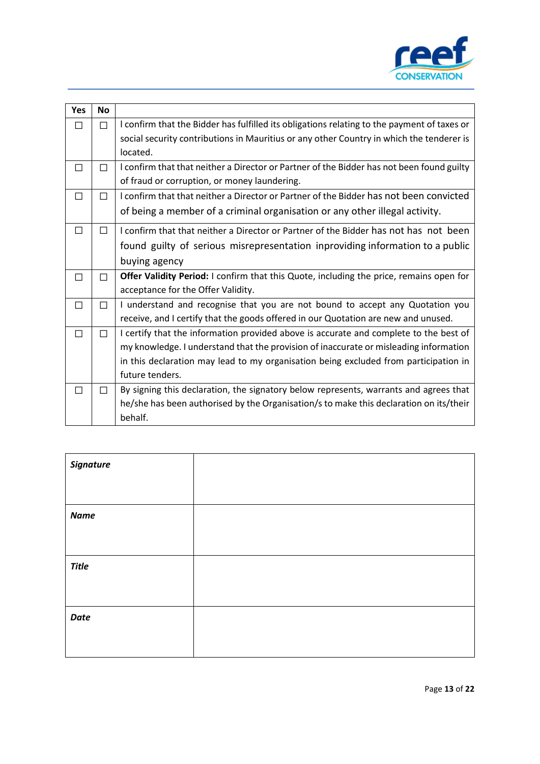| Yes | No | |
|---|---|---|
| ☐ | ☐ | I confirm that the Bidder has fulfilled its obligations relating to the payment of taxes or social security contributions in Mauritius or any other Country in which the tenderer is located. |
| ☐ | ☐ | I confirm that that neither a Director or Partner of the Bidder has not been found guilty of fraud or corruption, or money laundering. |
| ☐ | ☐ | I confirm that that neither a Director or Partner of the Bidder has not been convicted of being a member of a criminal organisation or any other illegal activity. |
| ☐ | ☐ | I confirm that that neither a Director or Partner of the Bidder has not has not been found guilty of serious misrepresentation inproviding information to a public buying agency |
| ☐ | ☐ | **Offer Validity Period:** I confirm that this Quote, including the price, remains open for acceptance for the Offer Validity. |
| ☐ | ☐ | I understand and recognise that you are not bound to accept any Quotation you receive, and I certify that the goods offered in our Quotation are new and unused. |
| ☐ | ☐ | I certify that the information provided above is accurate and complete to the best of my knowledge. I understand that the provision of inaccurate or misleading information in this declaration may lead to my organisation being excluded from participation in future tenders. |
| ☐ | ☐ | By signing this declaration, the signatory below represents, warrants and agrees that he/she has been authorised by the Organisation/s to make this declaration on its/their behalf. |

| | |
|---|---|
| ***Signature*** | |
| ***Name*** | |
| ***Title*** | |
| ***Date*** | |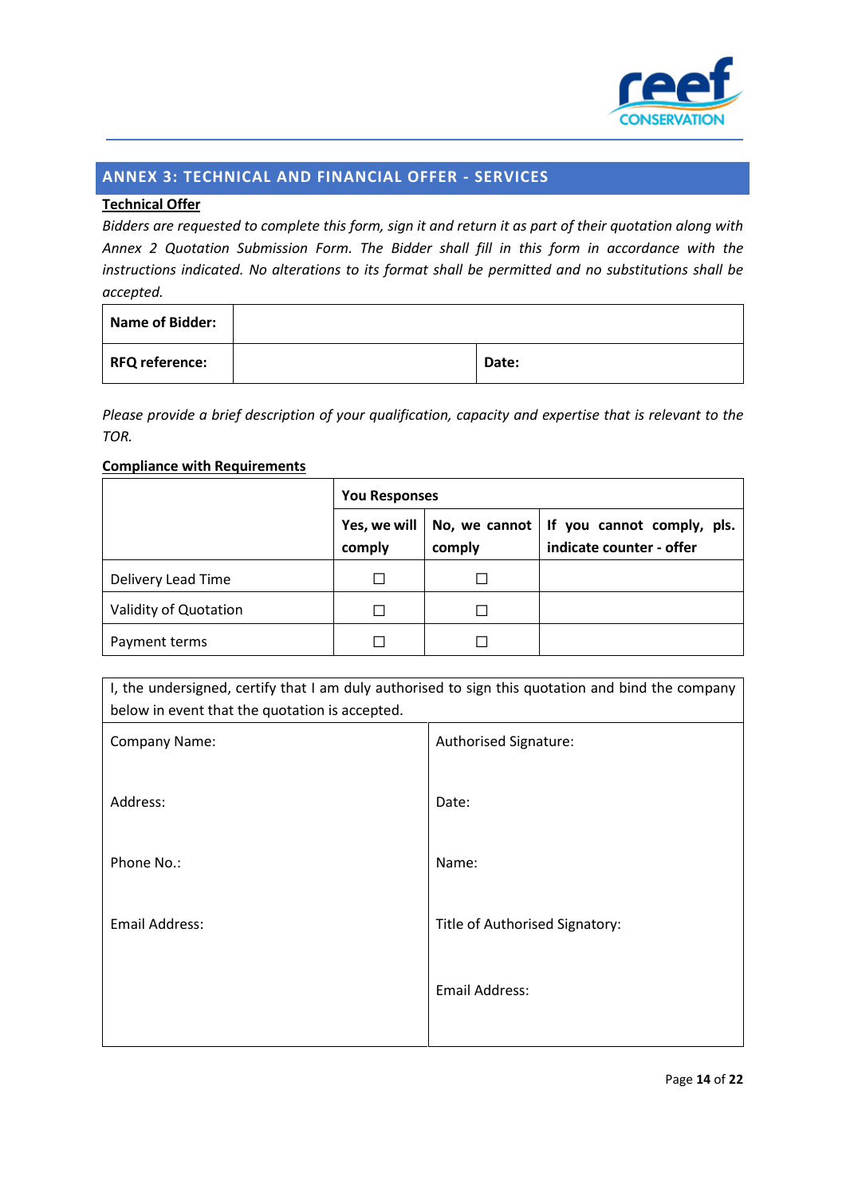## ANNEX 3: TECHNICAL AND FINANCIAL OFFER - SERVICES

**Technical Offer**

*Bidders are requested to complete this form, sign it and return it as part of their quotation along with Annex 2 Quotation Submission Form. The Bidder shall fill in this form in accordance with the instructions indicated. No alterations to its format shall be permitted and no substitutions shall be accepted.*

| **Name of Bidder:** | | |
|---|---|---|
| **RFQ reference:** | | **Date:** |

*Please provide a brief description of your qualification, capacity and expertise that is relevant to the TOR.*

**Compliance with Requirements**

| | **You Responses** | | |
|---|---|---|---|
| | **Yes, we will comply** | **No, we cannot comply** | **If you cannot comply, pls. indicate counter - offer** |
| Delivery Lead Time | ☐ | ☐ | |
| Validity of Quotation | ☐ | ☐ | |
| Payment terms | ☐ | ☐ | |

| I, the undersigned, certify that I am duly authorised to sign this quotation and bind the company below in event that the quotation is accepted. | |
|---|---|
| Company Name: | Authorised Signature: |
| Address: | Date: |
| Phone No.: | Name: |
| Email Address: | Title of Authorised Signatory: |
| | Email Address: |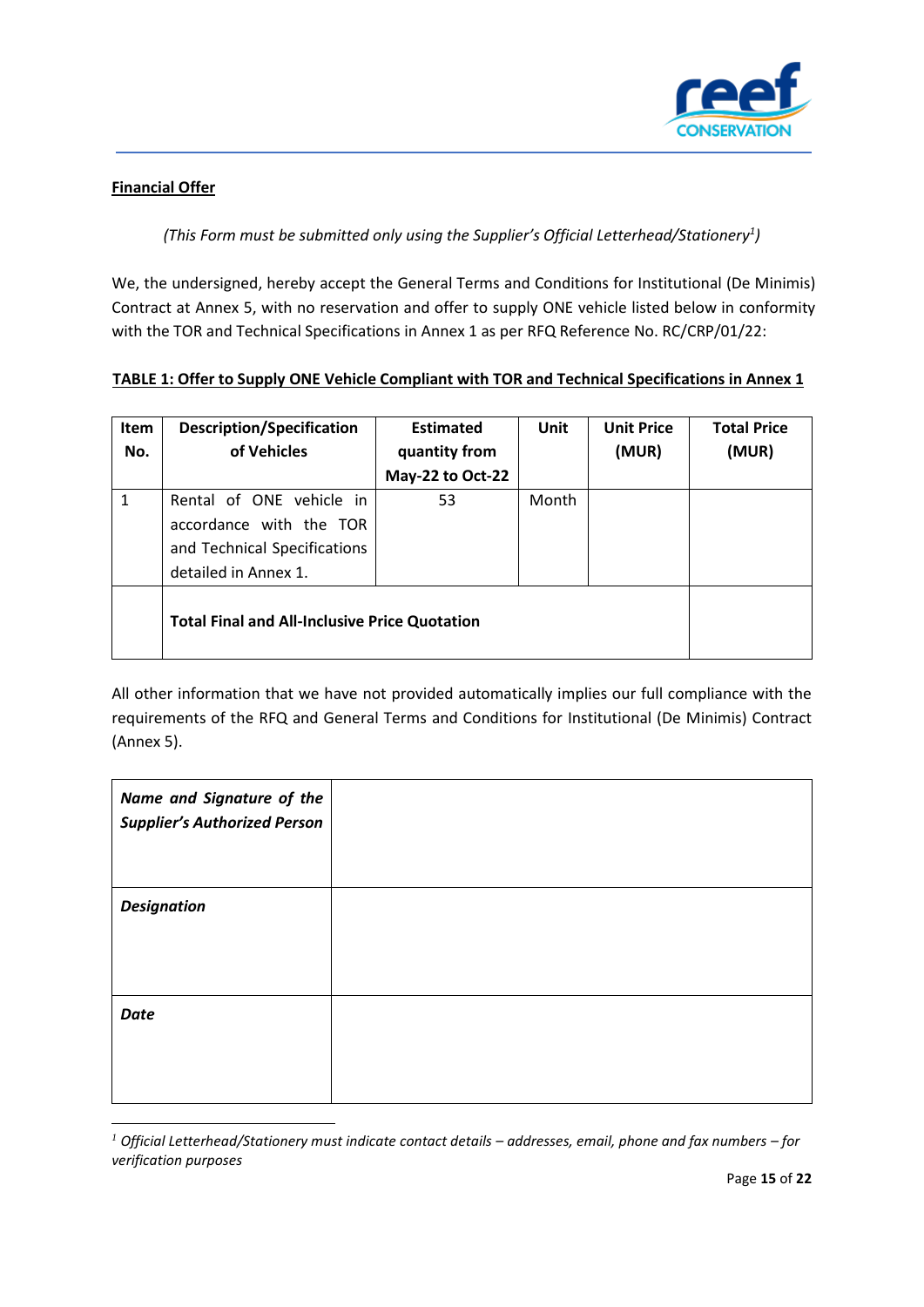**Financial Offer**

*(This Form must be submitted only using the Supplier's Official Letterhead/Stationery[1])*

We, the undersigned, hereby accept the General Terms and Conditions for Institutional (De Minimis) Contract at Annex 5, with no reservation and offer to supply ONE vehicle listed below in conformity with the TOR and Technical Specifications in Annex 1 as per RFQ Reference No. RC/CRP/01/22:

**TABLE 1: Offer to Supply ONE Vehicle Compliant with TOR and Technical Specifications in Annex 1**

| Item No. | Description/Specification of Vehicles | Estimated quantity from May-22 to Oct-22 | Unit | Unit Price (MUR) | Total Price (MUR) |
|---|---|---|---|---|---|
| 1 | Rental of ONE vehicle in accordance with the TOR and Technical Specifications detailed in Annex 1. | 53 | Month | | |
| | **Total Final and All-Inclusive Price Quotation** | | | | |

All other information that we have not provided automatically implies our full compliance with the requirements of the RFQ and General Terms and Conditions for Institutional (De Minimis) Contract (Annex 5).

| | |
|---|---|
| ***Name and Signature of the Supplier's Authorized Person*** | |
| ***Designation*** | |
| ***Date*** | |

[1] *Official Letterhead/Stationery must indicate contact details – addresses, email, phone and fax numbers – for verification purposes*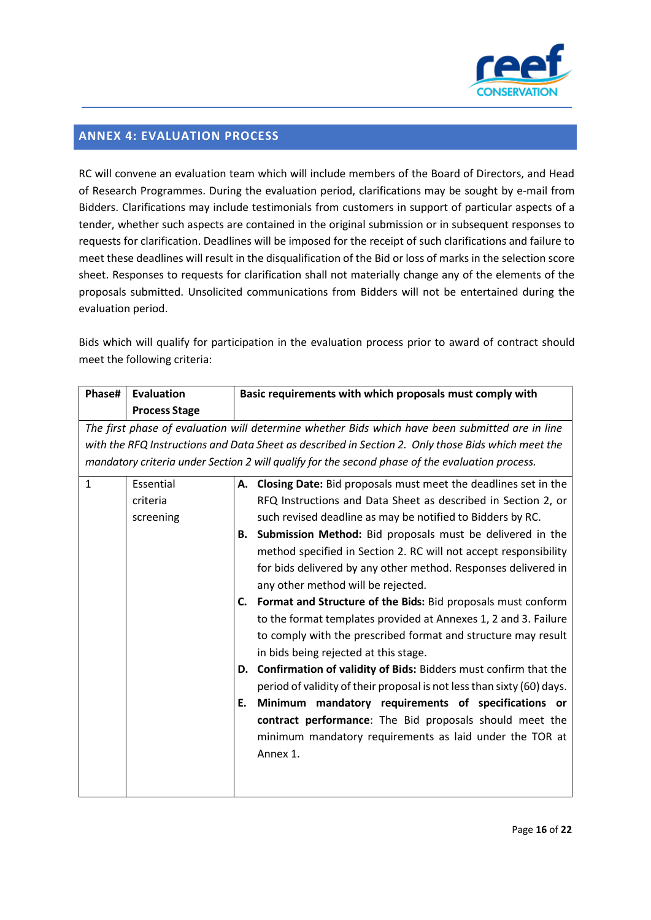## ANNEX 4: EVALUATION PROCESS

RC will convene an evaluation team which will include members of the Board of Directors, and Head of Research Programmes. During the evaluation period, clarifications may be sought by e-mail from Bidders. Clarifications may include testimonials from customers in support of particular aspects of a tender, whether such aspects are contained in the original submission or in subsequent responses to requests for clarification. Deadlines will be imposed for the receipt of such clarifications and failure to meet these deadlines will result in the disqualification of the Bid or loss of marks in the selection score sheet. Responses to requests for clarification shall not materially change any of the elements of the proposals submitted. Unsolicited communications from Bidders will not be entertained during the evaluation period.

Bids which will qualify for participation in the evaluation process prior to award of contract should meet the following criteria:

| Phase# | Evaluation Process Stage | Basic requirements with which proposals must comply with |
|---|---|---|
| *The first phase of evaluation will determine whether Bids which have been submitted are in line with the RFQ Instructions and Data Sheet as described in Section 2. Only those Bids which meet the mandatory criteria under Section 2 will qualify for the second phase of the evaluation process.* | | |
| 1 | Essential criteria screening | **A. Closing Date:** Bid proposals must meet the deadlines set in the RFQ Instructions and Data Sheet as described in Section 2, or such revised deadline as may be notified to Bidders by RC.<br>**B. Submission Method:** Bid proposals must be delivered in the method specified in Section 2. RC will not accept responsibility for bids delivered by any other method. Responses delivered in any other method will be rejected.<br>**C. Format and Structure of the Bids:** Bid proposals must conform to the format templates provided at Annexes 1, 2 and 3. Failure to comply with the prescribed format and structure may result in bids being rejected at this stage.<br>**D. Confirmation of validity of Bids:** Bidders must confirm that the period of validity of their proposal is not less than sixty (60) days.<br>**E. Minimum mandatory requirements of specifications or contract performance**: The Bid proposals should meet the minimum mandatory requirements as laid under the TOR at Annex 1. |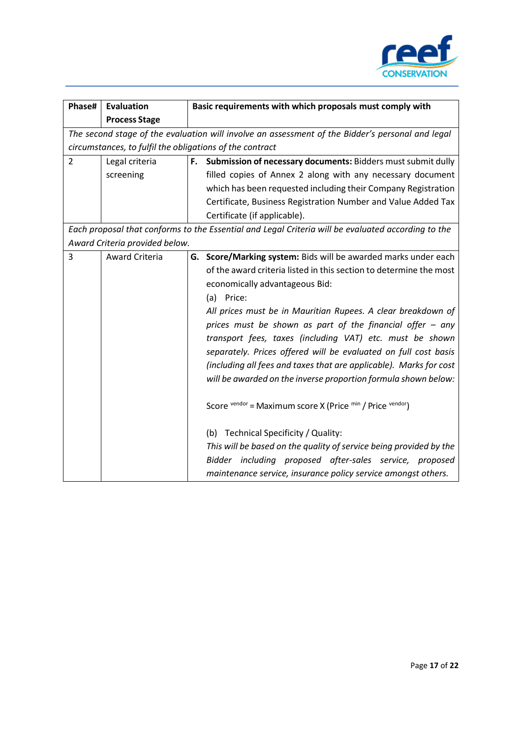| Phase# | Evaluation Process Stage | Basic requirements with which proposals must comply with |
|---|---|---|
| *The second stage of the evaluation will involve an assessment of the Bidder's personal and legal circumstances, to fulfil the obligations of the contract* | | |
| 2 | Legal criteria screening | **F. Submission of necessary documents:** Bidders must submit dully filled copies of Annex 2 along with any necessary document which has been requested including their Company Registration Certificate, Business Registration Number and Value Added Tax Certificate (if applicable). |
| *Each proposal that conforms to the Essential and Legal Criteria will be evaluated according to the Award Criteria provided below.* | | |
| 3 | Award Criteria | **G. Score/Marking system:** Bids will be awarded marks under each of the award criteria listed in this section to determine the most economically advantageous Bid:<br><br>(a) Price:<br>*All prices must be in Mauritian Rupees. A clear breakdown of prices must be shown as part of the financial offer – any transport fees, taxes (including VAT) etc. must be shown separately. Prices offered will be evaluated on full cost basis (including all fees and taxes that are applicable). Marks for cost will be awarded on the inverse proportion formula shown below:*<br><br>$\text{Score}^{\text{vendor}} = \text{Maximum score X } (\text{Price}^{\text{min}} / \text{Price}^{\text{vendor}})$<br><br>(b) Technical Specificity / Quality:<br>*This will be based on the quality of service being provided by the Bidder including proposed after-sales service, proposed maintenance service, insurance policy service amongst others.* |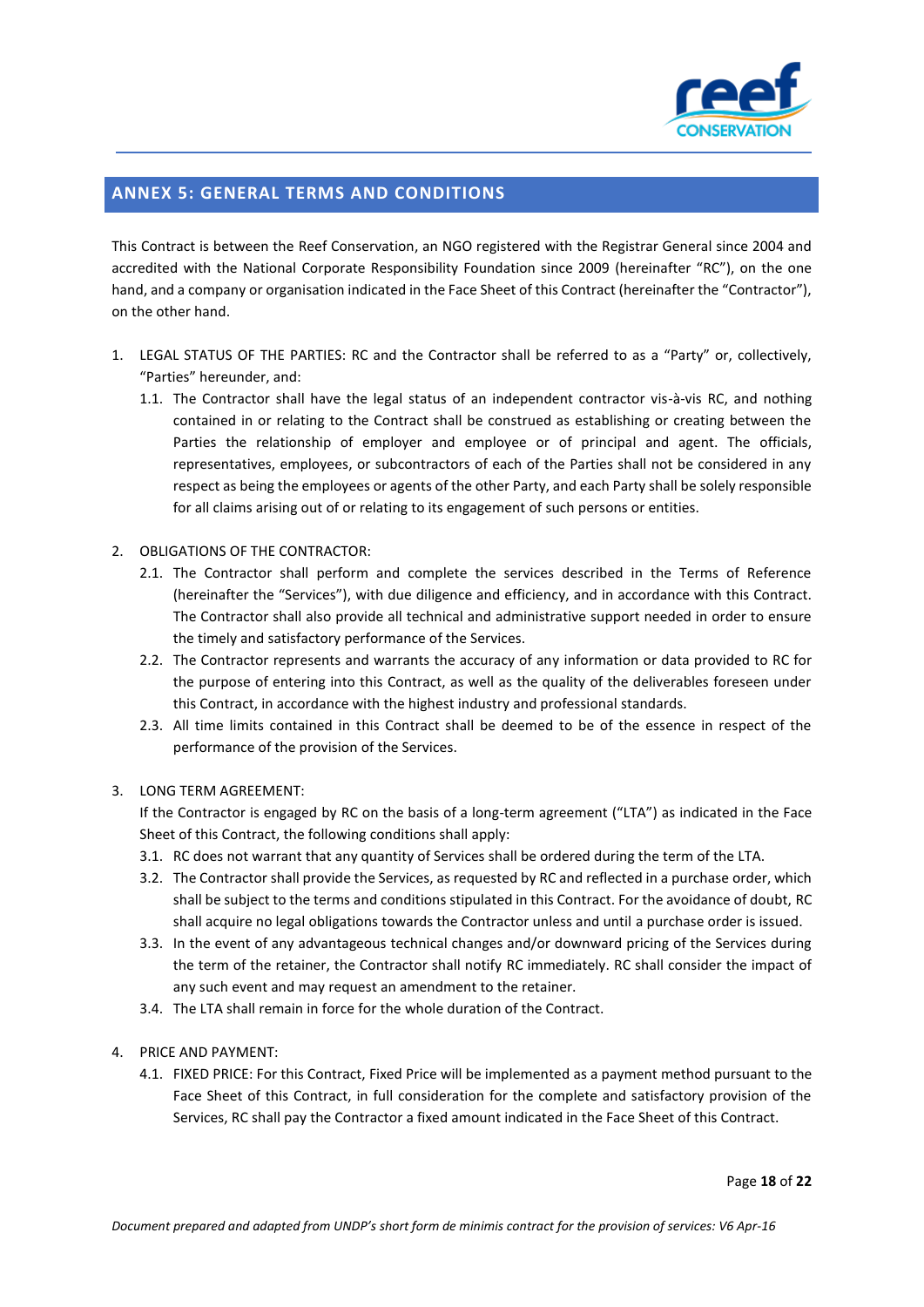## ANNEX 5: GENERAL TERMS AND CONDITIONS

This Contract is between the Reef Conservation, an NGO registered with the Registrar General since 2004 and accredited with the National Corporate Responsibility Foundation since 2009 (hereinafter "RC"), on the one hand, and a company or organisation indicated in the Face Sheet of this Contract (hereinafter the "Contractor"), on the other hand.

1. LEGAL STATUS OF THE PARTIES: RC and the Contractor shall be referred to as a "Party" or, collectively, "Parties" hereunder, and:
   1.1. The Contractor shall have the legal status of an independent contractor vis-à-vis RC, and nothing contained in or relating to the Contract shall be construed as establishing or creating between the Parties the relationship of employer and employee or of principal and agent. The officials, representatives, employees, or subcontractors of each of the Parties shall not be considered in any respect as being the employees or agents of the other Party, and each Party shall be solely responsible for all claims arising out of or relating to its engagement of such persons or entities.

2. OBLIGATIONS OF THE CONTRACTOR:
   2.1. The Contractor shall perform and complete the services described in the Terms of Reference (hereinafter the "Services"), with due diligence and efficiency, and in accordance with this Contract. The Contractor shall also provide all technical and administrative support needed in order to ensure the timely and satisfactory performance of the Services.
   2.2. The Contractor represents and warrants the accuracy of any information or data provided to RC for the purpose of entering into this Contract, as well as the quality of the deliverables foreseen under this Contract, in accordance with the highest industry and professional standards.
   2.3. All time limits contained in this Contract shall be deemed to be of the essence in respect of the performance of the provision of the Services.

3. LONG TERM AGREEMENT:
   If the Contractor is engaged by RC on the basis of a long-term agreement ("LTA") as indicated in the Face Sheet of this Contract, the following conditions shall apply:
   3.1. RC does not warrant that any quantity of Services shall be ordered during the term of the LTA.
   3.2. The Contractor shall provide the Services, as requested by RC and reflected in a purchase order, which shall be subject to the terms and conditions stipulated in this Contract. For the avoidance of doubt, RC shall acquire no legal obligations towards the Contractor unless and until a purchase order is issued.
   3.3. In the event of any advantageous technical changes and/or downward pricing of the Services during the term of the retainer, the Contractor shall notify RC immediately. RC shall consider the impact of any such event and may request an amendment to the retainer.
   3.4. The LTA shall remain in force for the whole duration of the Contract.

4. PRICE AND PAYMENT:
   4.1. FIXED PRICE: For this Contract, Fixed Price will be implemented as a payment method pursuant to the Face Sheet of this Contract, in full consideration for the complete and satisfactory provision of the Services, RC shall pay the Contractor a fixed amount indicated in the Face Sheet of this Contract.

*Document prepared and adapted from UNDP's short form de minimis contract for the provision of services: V6 Apr-16*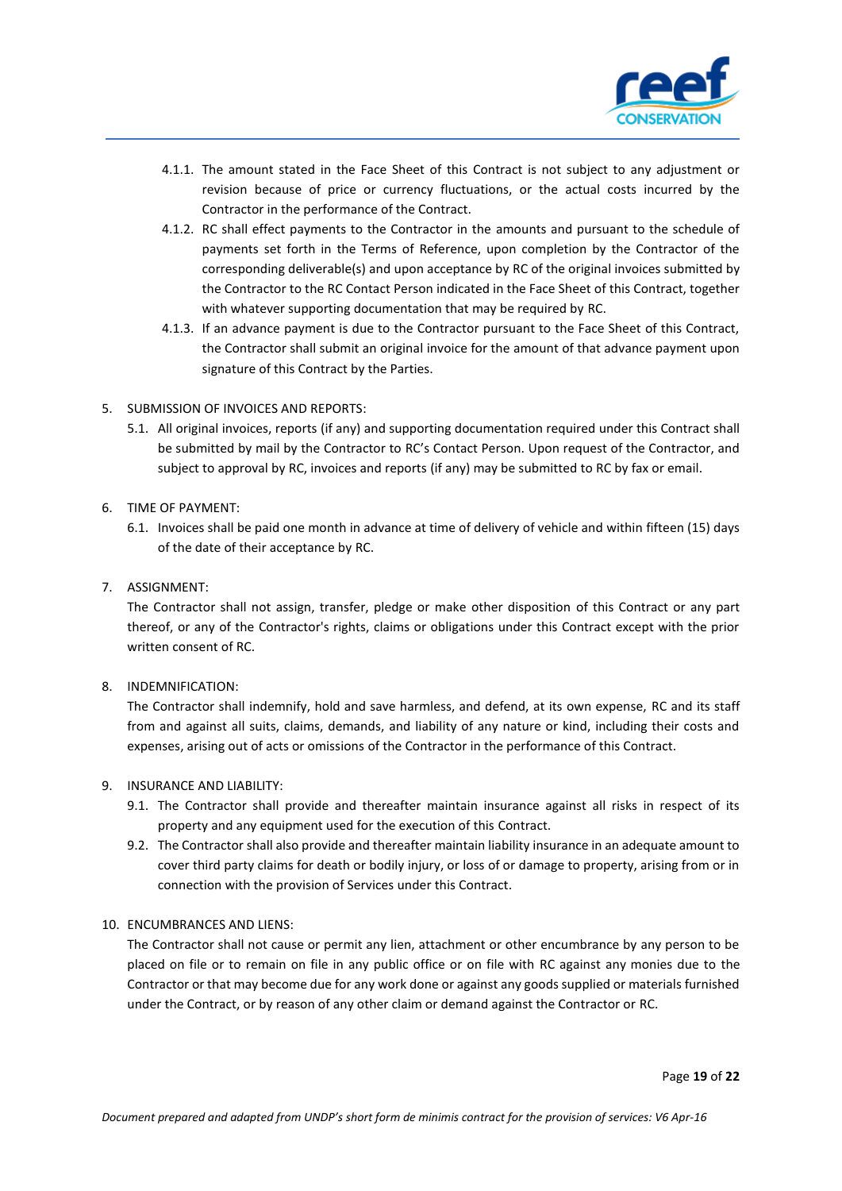4.1.1. The amount stated in the Face Sheet of this Contract is not subject to any adjustment or revision because of price or currency fluctuations, or the actual costs incurred by the Contractor in the performance of the Contract.

4.1.2. RC shall effect payments to the Contractor in the amounts and pursuant to the schedule of payments set forth in the Terms of Reference, upon completion by the Contractor of the corresponding deliverable(s) and upon acceptance by RC of the original invoices submitted by the Contractor to the RC Contact Person indicated in the Face Sheet of this Contract, together with whatever supporting documentation that may be required by RC.

4.1.3. If an advance payment is due to the Contractor pursuant to the Face Sheet of this Contract, the Contractor shall submit an original invoice for the amount of that advance payment upon signature of this Contract by the Parties.

5. SUBMISSION OF INVOICES AND REPORTS:

5.1. All original invoices, reports (if any) and supporting documentation required under this Contract shall be submitted by mail by the Contractor to RC's Contact Person. Upon request of the Contractor, and subject to approval by RC, invoices and reports (if any) may be submitted to RC by fax or email.

6. TIME OF PAYMENT:

6.1. Invoices shall be paid one month in advance at time of delivery of vehicle and within fifteen (15) days of the date of their acceptance by RC.

7. ASSIGNMENT:

The Contractor shall not assign, transfer, pledge or make other disposition of this Contract or any part thereof, or any of the Contractor's rights, claims or obligations under this Contract except with the prior written consent of RC.

8. INDEMNIFICATION:

The Contractor shall indemnify, hold and save harmless, and defend, at its own expense, RC and its staff from and against all suits, claims, demands, and liability of any nature or kind, including their costs and expenses, arising out of acts or omissions of the Contractor in the performance of this Contract.

9. INSURANCE AND LIABILITY:

9.1. The Contractor shall provide and thereafter maintain insurance against all risks in respect of its property and any equipment used for the execution of this Contract.

9.2. The Contractor shall also provide and thereafter maintain liability insurance in an adequate amount to cover third party claims for death or bodily injury, or loss of or damage to property, arising from or in connection with the provision of Services under this Contract.

10. ENCUMBRANCES AND LIENS:

The Contractor shall not cause or permit any lien, attachment or other encumbrance by any person to be placed on file or to remain on file in any public office or on file with RC against any monies due to the Contractor or that may become due for any work done or against any goods supplied or materials furnished under the Contract, or by reason of any other claim or demand against the Contractor or RC.

*Document prepared and adapted from UNDP's short form de minimis contract for the provision of services: V6 Apr-16*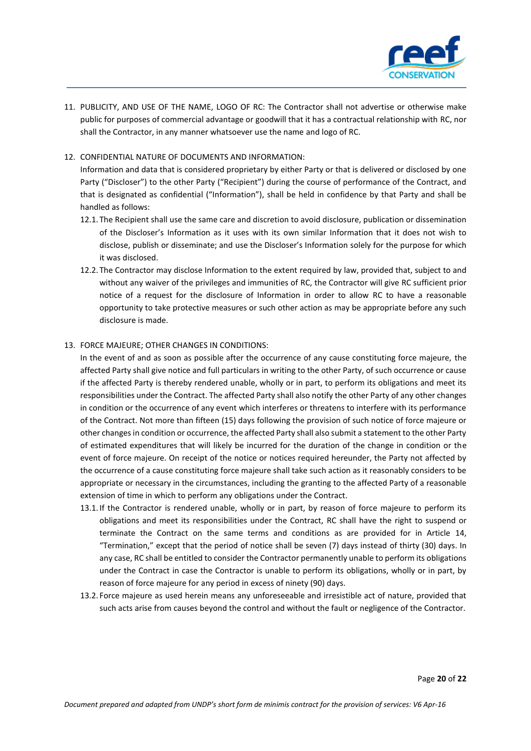11. PUBLICITY, AND USE OF THE NAME, LOGO OF RC: The Contractor shall not advertise or otherwise make public for purposes of commercial advantage or goodwill that it has a contractual relationship with RC, nor shall the Contractor, in any manner whatsoever use the name and logo of RC.

12. CONFIDENTIAL NATURE OF DOCUMENTS AND INFORMATION:
    Information and data that is considered proprietary by either Party or that is delivered or disclosed by one Party ("Discloser") to the other Party ("Recipient") during the course of performance of the Contract, and that is designated as confidential ("Information"), shall be held in confidence by that Party and shall be handled as follows:
    12.1. The Recipient shall use the same care and discretion to avoid disclosure, publication or dissemination of the Discloser's Information as it uses with its own similar Information that it does not wish to disclose, publish or disseminate; and use the Discloser's Information solely for the purpose for which it was disclosed.
    12.2. The Contractor may disclose Information to the extent required by law, provided that, subject to and without any waiver of the privileges and immunities of RC, the Contractor will give RC sufficient prior notice of a request for the disclosure of Information in order to allow RC to have a reasonable opportunity to take protective measures or such other action as may be appropriate before any such disclosure is made.

13. FORCE MAJEURE; OTHER CHANGES IN CONDITIONS:
    In the event of and as soon as possible after the occurrence of any cause constituting force majeure, the affected Party shall give notice and full particulars in writing to the other Party, of such occurrence or cause if the affected Party is thereby rendered unable, wholly or in part, to perform its obligations and meet its responsibilities under the Contract. The affected Party shall also notify the other Party of any other changes in condition or the occurrence of any event which interferes or threatens to interfere with its performance of the Contract. Not more than fifteen (15) days following the provision of such notice of force majeure or other changes in condition or occurrence, the affected Party shall also submit a statement to the other Party of estimated expenditures that will likely be incurred for the duration of the change in condition or the event of force majeure. On receipt of the notice or notices required hereunder, the Party not affected by the occurrence of a cause constituting force majeure shall take such action as it reasonably considers to be appropriate or necessary in the circumstances, including the granting to the affected Party of a reasonable extension of time in which to perform any obligations under the Contract.
    13.1. If the Contractor is rendered unable, wholly or in part, by reason of force majeure to perform its obligations and meet its responsibilities under the Contract, RC shall have the right to suspend or terminate the Contract on the same terms and conditions as are provided for in Article 14, "Termination," except that the period of notice shall be seven (7) days instead of thirty (30) days. In any case, RC shall be entitled to consider the Contractor permanently unable to perform its obligations under the Contract in case the Contractor is unable to perform its obligations, wholly or in part, by reason of force majeure for any period in excess of ninety (90) days.
    13.2. Force majeure as used herein means any unforeseeable and irresistible act of nature, provided that such acts arise from causes beyond the control and without the fault or negligence of the Contractor.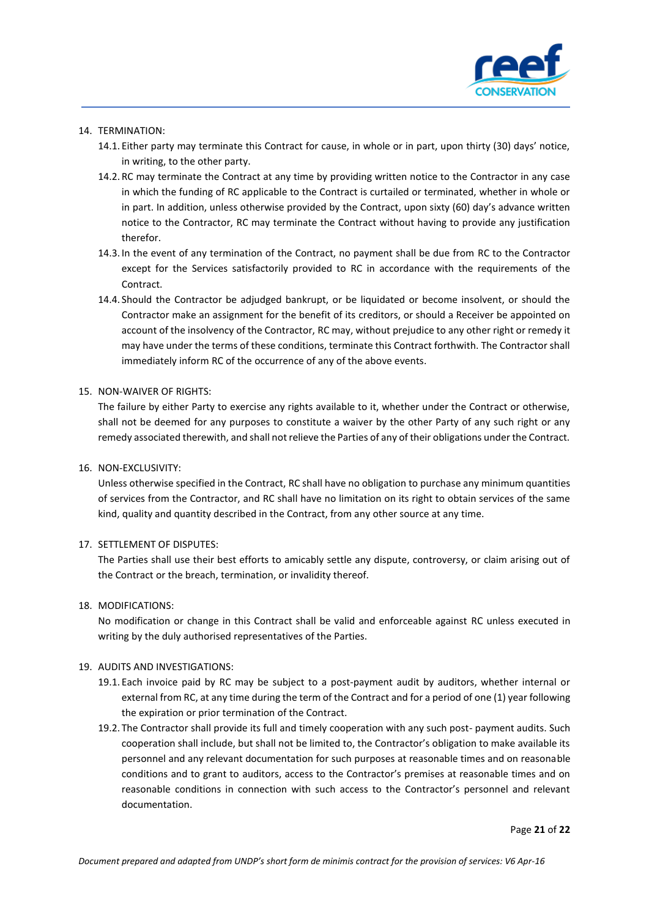14. TERMINATION:
    14.1. Either party may terminate this Contract for cause, in whole or in part, upon thirty (30) days' notice, in writing, to the other party.
    14.2. RC may terminate the Contract at any time by providing written notice to the Contractor in any case in which the funding of RC applicable to the Contract is curtailed or terminated, whether in whole or in part. In addition, unless otherwise provided by the Contract, upon sixty (60) day's advance written notice to the Contractor, RC may terminate the Contract without having to provide any justification therefor.
    14.3. In the event of any termination of the Contract, no payment shall be due from RC to the Contractor except for the Services satisfactorily provided to RC in accordance with the requirements of the Contract.
    14.4. Should the Contractor be adjudged bankrupt, or be liquidated or become insolvent, or should the Contractor make an assignment for the benefit of its creditors, or should a Receiver be appointed on account of the insolvency of the Contractor, RC may, without prejudice to any other right or remedy it may have under the terms of these conditions, terminate this Contract forthwith. The Contractor shall immediately inform RC of the occurrence of any of the above events.

15. NON-WAIVER OF RIGHTS:

    The failure by either Party to exercise any rights available to it, whether under the Contract or otherwise, shall not be deemed for any purposes to constitute a waiver by the other Party of any such right or any remedy associated therewith, and shall not relieve the Parties of any of their obligations under the Contract.

16. NON-EXCLUSIVITY:

    Unless otherwise specified in the Contract, RC shall have no obligation to purchase any minimum quantities of services from the Contractor, and RC shall have no limitation on its right to obtain services of the same kind, quality and quantity described in the Contract, from any other source at any time.

17. SETTLEMENT OF DISPUTES:

    The Parties shall use their best efforts to amicably settle any dispute, controversy, or claim arising out of the Contract or the breach, termination, or invalidity thereof.

18. MODIFICATIONS:

    No modification or change in this Contract shall be valid and enforceable against RC unless executed in writing by the duly authorised representatives of the Parties.

19. AUDITS AND INVESTIGATIONS:
    19.1. Each invoice paid by RC may be subject to a post-payment audit by auditors, whether internal or external from RC, at any time during the term of the Contract and for a period of one (1) year following the expiration or prior termination of the Contract.
    19.2. The Contractor shall provide its full and timely cooperation with any such post- payment audits. Such cooperation shall include, but shall not be limited to, the Contractor's obligation to make available its personnel and any relevant documentation for such purposes at reasonable times and on reasonable conditions and to grant to auditors, access to the Contractor's premises at reasonable times and on reasonable conditions in connection with such access to the Contractor's personnel and relevant documentation.

*Document prepared and adapted from UNDP's short form de minimis contract for the provision of services: V6 Apr-16*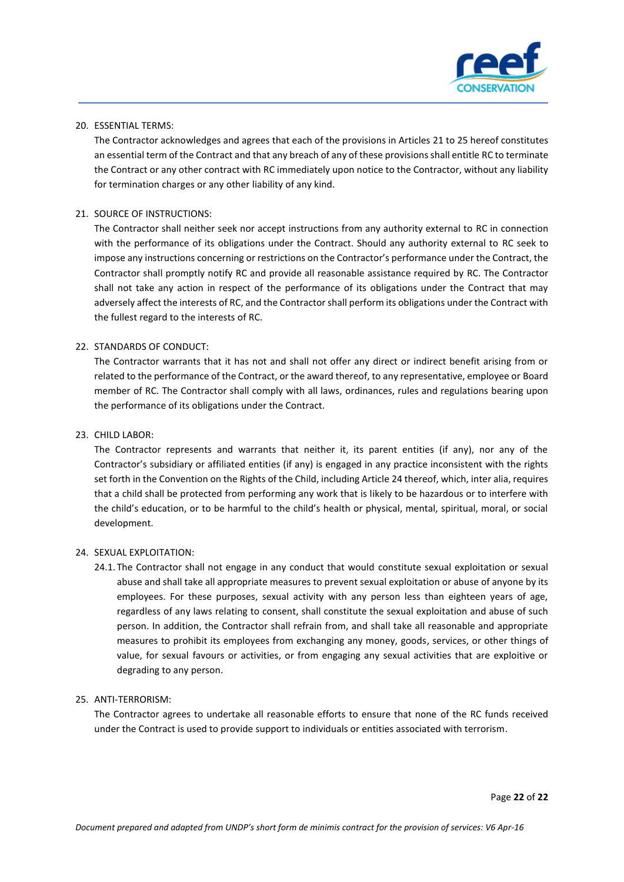20. ESSENTIAL TERMS:

    The Contractor acknowledges and agrees that each of the provisions in Articles 21 to 25 hereof constitutes an essential term of the Contract and that any breach of any of these provisions shall entitle RC to terminate the Contract or any other contract with RC immediately upon notice to the Contractor, without any liability for termination charges or any other liability of any kind.

21. SOURCE OF INSTRUCTIONS:

    The Contractor shall neither seek nor accept instructions from any authority external to RC in connection with the performance of its obligations under the Contract. Should any authority external to RC seek to impose any instructions concerning or restrictions on the Contractor's performance under the Contract, the Contractor shall promptly notify RC and provide all reasonable assistance required by RC. The Contractor shall not take any action in respect of the performance of its obligations under the Contract that may adversely affect the interests of RC, and the Contractor shall perform its obligations under the Contract with the fullest regard to the interests of RC.

22. STANDARDS OF CONDUCT:

    The Contractor warrants that it has not and shall not offer any direct or indirect benefit arising from or related to the performance of the Contract, or the award thereof, to any representative, employee or Board member of RC. The Contractor shall comply with all laws, ordinances, rules and regulations bearing upon the performance of its obligations under the Contract.

23. CHILD LABOR:

    The Contractor represents and warrants that neither it, its parent entities (if any), nor any of the Contractor's subsidiary or affiliated entities (if any) is engaged in any practice inconsistent with the rights set forth in the Convention on the Rights of the Child, including Article 24 thereof, which, inter alia, requires that a child shall be protected from performing any work that is likely to be hazardous or to interfere with the child's education, or to be harmful to the child's health or physical, mental, spiritual, moral, or social development.

24. SEXUAL EXPLOITATION:

    24.1. The Contractor shall not engage in any conduct that would constitute sexual exploitation or sexual abuse and shall take all appropriate measures to prevent sexual exploitation or abuse of anyone by its employees. For these purposes, sexual activity with any person less than eighteen years of age, regardless of any laws relating to consent, shall constitute the sexual exploitation and abuse of such person. In addition, the Contractor shall refrain from, and shall take all reasonable and appropriate measures to prohibit its employees from exchanging any money, goods, services, or other things of value, for sexual favours or activities, or from engaging any sexual activities that are exploitive or degrading to any person.

25. ANTI-TERRORISM:

    The Contractor agrees to undertake all reasonable efforts to ensure that none of the RC funds received under the Contract is used to provide support to individuals or entities associated with terrorism.

*Document prepared and adapted from UNDP's short form de minimis contract for the provision of services: V6 Apr-16*